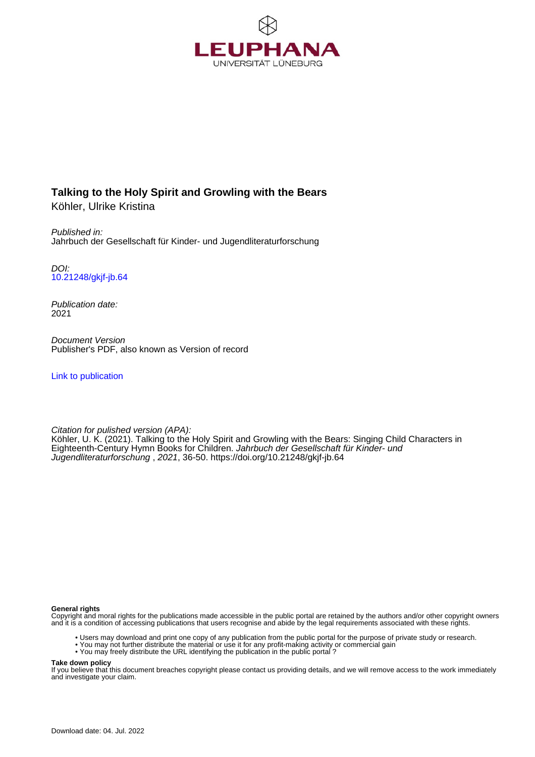LEUPHANA
UNIVERSITÄT LÜNEBURG

# Talking to the Holy Spirit and Growling with the Bears

Köhler, Ulrike Kristina

*Published in:*
Jahrbuch der Gesellschaft für Kinder- und Jugendliteraturforschung

*DOI:*
10.21248/gkjf-jb.64

*Publication date:*
2021

*Document Version*
Publisher's PDF, also known as Version of record

Link to publication

*Citation for pulished version (APA):*
Köhler, U. K. (2021). Talking to the Holy Spirit and Growling with the Bears: Singing Child Characters in Eighteenth-Century Hymn Books for Children. *Jahrbuch der Gesellschaft für Kinder- und Jugendliteraturforschung* , *2021*, 36-50. https://doi.org/10.21248/gkjf-jb.64

**General rights**
Copyright and moral rights for the publications made accessible in the public portal are retained by the authors and/or other copyright owners and it is a condition of accessing publications that users recognise and abide by the legal requirements associated with these rights.

- Users may download and print one copy of any publication from the public portal for the purpose of private study or research.
- You may not further distribute the material or use it for any profit-making activity or commercial gain
- You may freely distribute the URL identifying the publication in the public portal ?

**Take down policy**
If you believe that this document breaches copyright please contact us providing details, and we will remove access to the work immediately and investigate your claim.

Download date: 04. Jul. 2022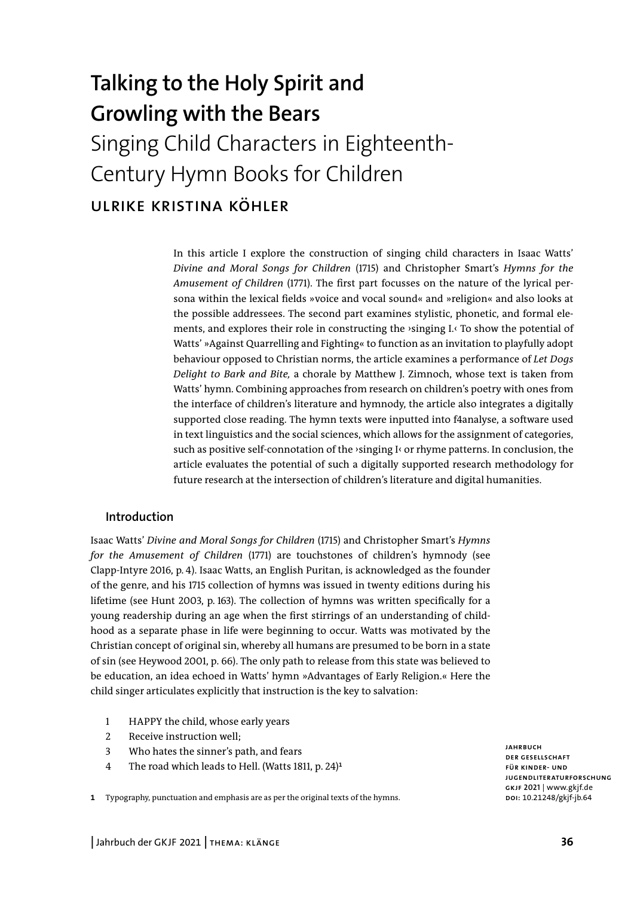# Talking to the Holy Spirit and Growling with the Bears

## Singing Child Characters in Eighteenth-Century Hymn Books for Children

### ULRIKE KRISTINA KÖHLER

In this article I explore the construction of singing child characters in Isaac Watts' *Divine and Moral Songs for Children* (1715) and Christopher Smart's *Hymns for the Amusement of Children* (1771). The first part focusses on the nature of the lyrical persona within the lexical fields »voice and vocal sound« and »religion« and also looks at the possible addressees. The second part examines stylistic, phonetic, and formal elements, and explores their role in constructing the ›singing I.‹ To show the potential of Watts' »Against Quarrelling and Fighting« to function as an invitation to playfully adopt behaviour opposed to Christian norms, the article examines a performance of *Let Dogs Delight to Bark and Bite,* a chorale by Matthew J. Zimnoch, whose text is taken from Watts' hymn. Combining approaches from research on children's poetry with ones from the interface of children's literature and hymnody, the article also integrates a digitally supported close reading. The hymn texts were inputted into f4analyse, a software used in text linguistics and the social sciences, which allows for the assignment of categories, such as positive self-connotation of the ›singing I‹ or rhyme patterns. In conclusion, the article evaluates the potential of such a digitally supported research methodology for future research at the intersection of children's literature and digital humanities.

#### Introduction

Isaac Watts' *Divine and Moral Songs for Children* (1715) and Christopher Smart's *Hymns for the Amusement of Children* (1771) are touchstones of children's hymnody (see Clapp-Intyre 2016, p. 4). Isaac Watts, an English Puritan, is acknowledged as the founder of the genre, and his 1715 collection of hymns was issued in twenty editions during his lifetime (see Hunt 2003, p. 163). The collection of hymns was written specifically for a young readership during an age when the first stirrings of an understanding of childhood as a separate phase in life were beginning to occur. Watts was motivated by the Christian concept of original sin, whereby all humans are presumed to be born in a state of sin (see Heywood 2001, p. 66). The only path to release from this state was believed to be education, an idea echoed in Watts' hymn »Advantages of Early Religion.« Here the child singer articulates explicitly that instruction is the key to salvation:

1 HAPPY the child, whose early years
2 Receive instruction well;
3 Who hates the sinner's path, and fears
4 The road which leads to Hell. (Watts 1811, p. 24)[1]

[1] Typography, punctuation and emphasis are as per the original texts of the hymns.

JAHRBUCH DER GESELLSCHAFT FÜR KINDER- UND JUGENDLITERATURFORSCHUNG GKJF 2021 | www.gkjf.de
DOI: 10.21248/gkjf-jb.64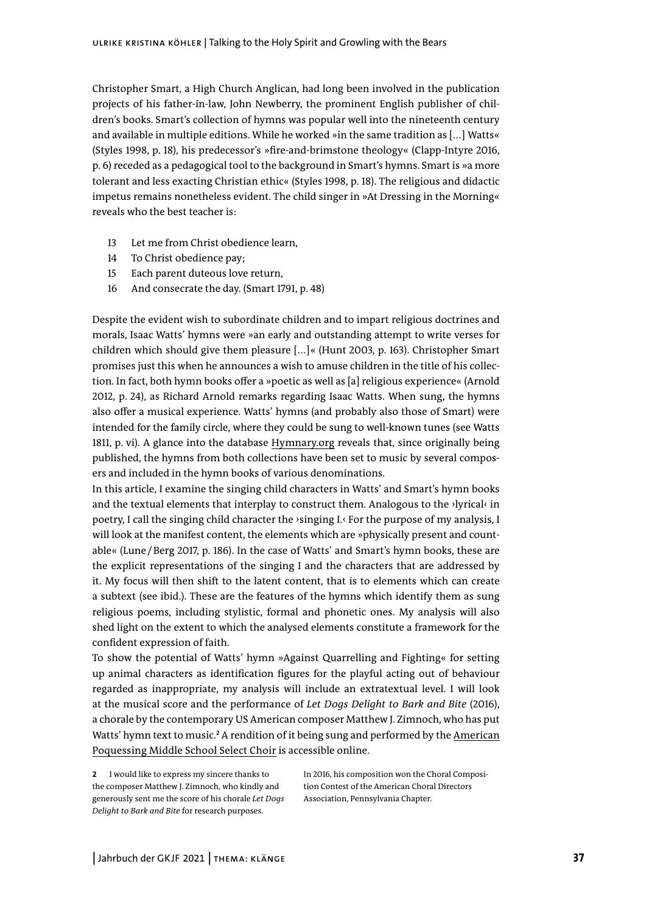Christopher Smart, a High Church Anglican, had long been involved in the publication projects of his father-in-law, John Newberry, the prominent English publisher of children's books. Smart's collection of hymns was popular well into the nineteenth century and available in multiple editions. While he worked »in the same tradition as […] Watts« (Styles 1998, p. 18), his predecessor's »fire-and-brimstone theology« (Clapp-Intyre 2016, p. 6) receded as a pedagogical tool to the background in Smart's hymns. Smart is »a more tolerant and less exacting Christian ethic« (Styles 1998, p. 18). The religious and didactic impetus remains nonetheless evident. The child singer in »At Dressing in the Morning« reveals who the best teacher is:

13 Let me from Christ obedience learn,
14 To Christ obedience pay;
15 Each parent duteous love return,
16 And consecrate the day. (Smart 1791, p. 48)

Despite the evident wish to subordinate children and to impart religious doctrines and morals, Isaac Watts' hymns were »an early and outstanding attempt to write verses for children which should give them pleasure […]« (Hunt 2003, p. 163). Christopher Smart promises just this when he announces a wish to amuse children in the title of his collection. In fact, both hymn books offer a »poetic as well as [a] religious experience« (Arnold 2012, p. 24), as Richard Arnold remarks regarding Isaac Watts. When sung, the hymns also offer a musical experience. Watts' hymns (and probably also those of Smart) were intended for the family circle, where they could be sung to well-known tunes (see Watts 1811, p. vi). A glance into the database Hymnary.org reveals that, since originally being published, the hymns from both collections have been set to music by several composers and included in the hymn books of various denominations.

In this article, I examine the singing child characters in Watts' and Smart's hymn books and the textual elements that interplay to construct them. Analogous to the ›lyrical‹ in poetry, I call the singing child character the ›singing I.‹ For the purpose of my analysis, I will look at the manifest content, the elements which are »physically present and countable« (Lune / Berg 2017, p. 186). In the case of Watts' and Smart's hymn books, these are the explicit representations of the singing I and the characters that are addressed by it. My focus will then shift to the latent content, that is to elements which can create a subtext (see ibid.). These are the features of the hymns which identify them as sung religious poems, including stylistic, formal and phonetic ones. My analysis will also shed light on the extent to which the analysed elements constitute a framework for the confident expression of faith.

To show the potential of Watts' hymn »Against Quarrelling and Fighting« for setting up animal characters as identification figures for the playful acting out of behaviour regarded as inappropriate, my analysis will include an extratextual level. I will look at the musical score and the performance of *Let Dogs Delight to Bark and Bite* (2016), a chorale by the contemporary US American composer Matthew J. Zimnoch, who has put Watts' hymn text to music.[2] A rendition of it being sung and performed by the American Poquessing Middle School Select Choir is accessible online.

[2] I would like to express my sincere thanks to the composer Matthew J. Zimnoch, who kindly and generously sent me the score of his chorale *Let Dogs Delight to Bark and Bite* for research purposes. In 2016, his composition won the Choral Composition Contest of the American Choral Directors Association, Pennsylvania Chapter.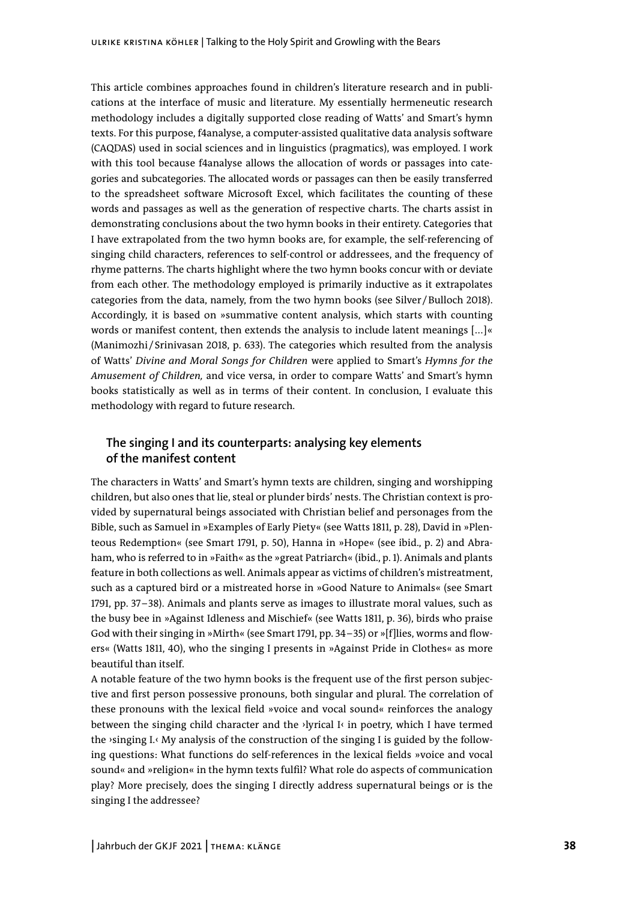This article combines approaches found in children's literature research and in publications at the interface of music and literature. My essentially hermeneutic research methodology includes a digitally supported close reading of Watts' and Smart's hymn texts. For this purpose, f4analyse, a computer-assisted qualitative data analysis software (CAQDAS) used in social sciences and in linguistics (pragmatics), was employed. I work with this tool because f4analyse allows the allocation of words or passages into categories and subcategories. The allocated words or passages can then be easily transferred to the spreadsheet software Microsoft Excel, which facilitates the counting of these words and passages as well as the generation of respective charts. The charts assist in demonstrating conclusions about the two hymn books in their entirety. Categories that I have extrapolated from the two hymn books are, for example, the self-referencing of singing child characters, references to self-control or addressees, and the frequency of rhyme patterns. The charts highlight where the two hymn books concur with or deviate from each other. The methodology employed is primarily inductive as it extrapolates categories from the data, namely, from the two hymn books (see Silver/Bulloch 2018). Accordingly, it is based on »summative content analysis, which starts with counting words or manifest content, then extends the analysis to include latent meanings […]« (Manimozhi/Srinivasan 2018, p. 633). The categories which resulted from the analysis of Watts' *Divine and Moral Songs for Children* were applied to Smart's *Hymns for the Amusement of Children,* and vice versa, in order to compare Watts' and Smart's hymn books statistically as well as in terms of their content. In conclusion, I evaluate this methodology with regard to future research.

## The singing I and its counterparts: analysing key elements of the manifest content

The characters in Watts' and Smart's hymn texts are children, singing and worshipping children, but also ones that lie, steal or plunder birds' nests. The Christian context is provided by supernatural beings associated with Christian belief and personages from the Bible, such as Samuel in »Examples of Early Piety« (see Watts 1811, p. 28), David in »Plenteous Redemption« (see Smart 1791, p. 50), Hanna in »Hope« (see ibid., p. 2) and Abraham, who is referred to in »Faith« as the »great Patriarch« (ibid., p. 1). Animals and plants feature in both collections as well. Animals appear as victims of children's mistreatment, such as a captured bird or a mistreated horse in »Good Nature to Animals« (see Smart 1791, pp. 37–38). Animals and plants serve as images to illustrate moral values, such as the busy bee in »Against Idleness and Mischief« (see Watts 1811, p. 36), birds who praise God with their singing in »Mirth« (see Smart 1791, pp. 34–35) or »[f]lies, worms and flowers« (Watts 1811, 40), who the singing I presents in »Against Pride in Clothes« as more beautiful than itself.

A notable feature of the two hymn books is the frequent use of the first person subjective and first person possessive pronouns, both singular and plural. The correlation of these pronouns with the lexical field »voice and vocal sound« reinforces the analogy between the singing child character and the ›lyrical I‹ in poetry, which I have termed the ›singing I.‹ My analysis of the construction of the singing I is guided by the following questions: What functions do self-references in the lexical fields »voice and vocal sound« and »religion« in the hymn texts fulfil? What role do aspects of communication play? More precisely, does the singing I directly address supernatural beings or is the singing I the addressee?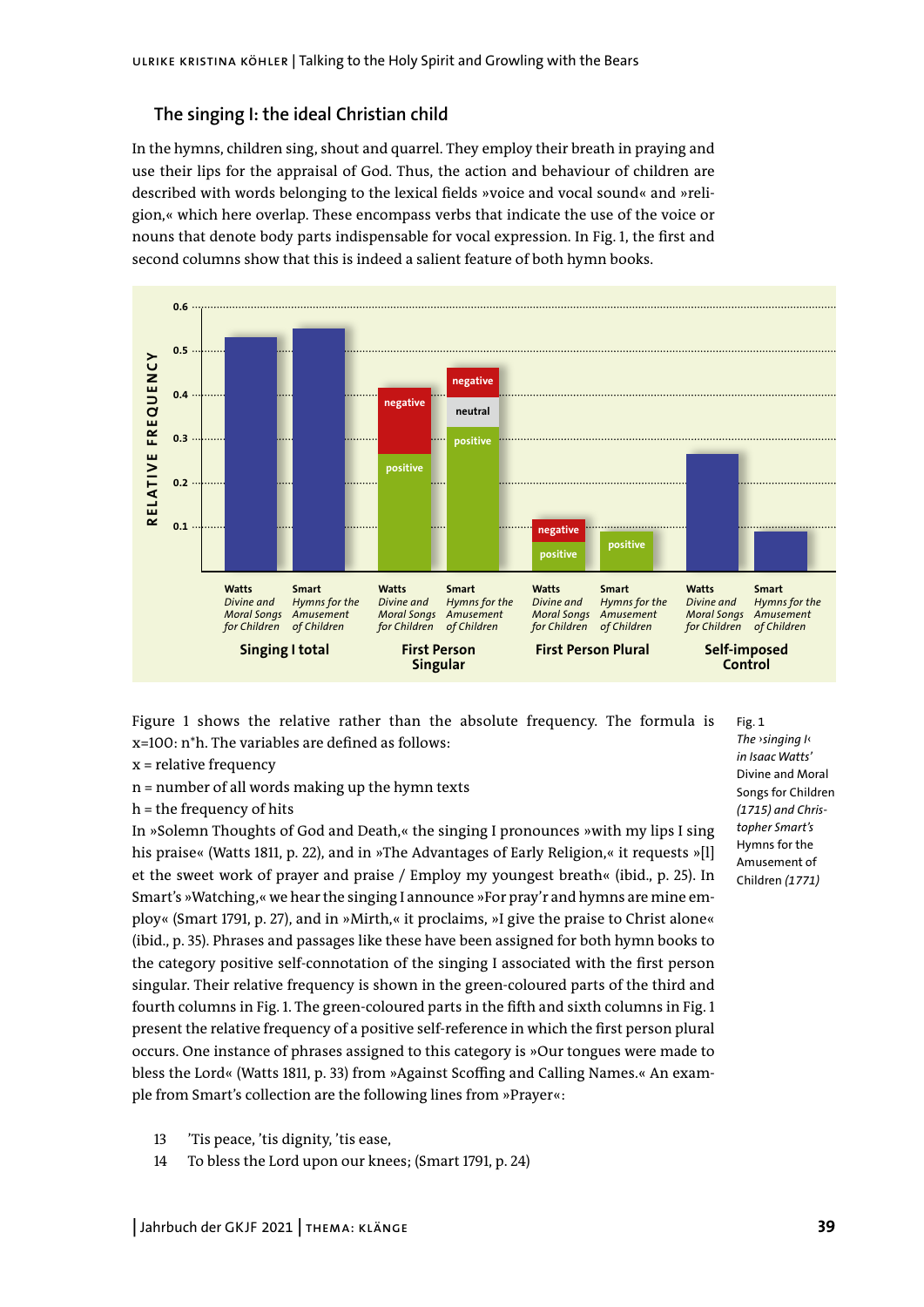## The singing I: the ideal Christian child

In the hymns, children sing, shout and quarrel. They employ their breath in praying and use their lips for the appraisal of God. Thus, the action and behaviour of children are described with words belonging to the lexical fields »voice and vocal sound« and »religion,« which here overlap. These encompass verbs that indicate the use of the voice or nouns that denote body parts indispensable for vocal expression. In Fig. 1, the first and second columns show that this is indeed a salient feature of both hymn books.

Fig. 1
*The ›singing I‹ in Isaac Watts'* Divine and Moral Songs for Children *(1715) and Christopher Smart's* Hymns for the Amusement of Children *(1771)*

Figure 1 shows the relative rather than the absolute frequency. The formula is x=100: n*h. The variables are defined as follows:

x = relative frequency
n = number of all words making up the hymn texts
h = the frequency of hits

In »Solemn Thoughts of God and Death,« the singing I pronounces »with my lips I sing his praise« (Watts 1811, p. 22), and in »The Advantages of Early Religion,« it requests »[l]et the sweet work of prayer and praise / Employ my youngest breath« (ibid., p. 25). In Smart's »Watching,« we hear the singing I announce »For pray'r and hymns are mine employ« (Smart 1791, p. 27), and in »Mirth,« it proclaims, »I give the praise to Christ alone« (ibid., p. 35). Phrases and passages like these have been assigned for both hymn books to the category positive self-connotation of the singing I associated with the first person singular. Their relative frequency is shown in the green-coloured parts of the third and fourth columns in Fig. 1. The green-coloured parts in the fifth and sixth columns in Fig. 1 present the relative frequency of a positive self-reference in which the first person plural occurs. One instance of phrases assigned to this category is »Our tongues were made to bless the Lord« (Watts 1811, p. 33) from »Against Scoffing and Calling Names.« An example from Smart's collection are the following lines from »Prayer«:

13 'Tis peace, 'tis dignity, 'tis ease,
14 To bless the Lord upon our knees; (Smart 1791, p. 24)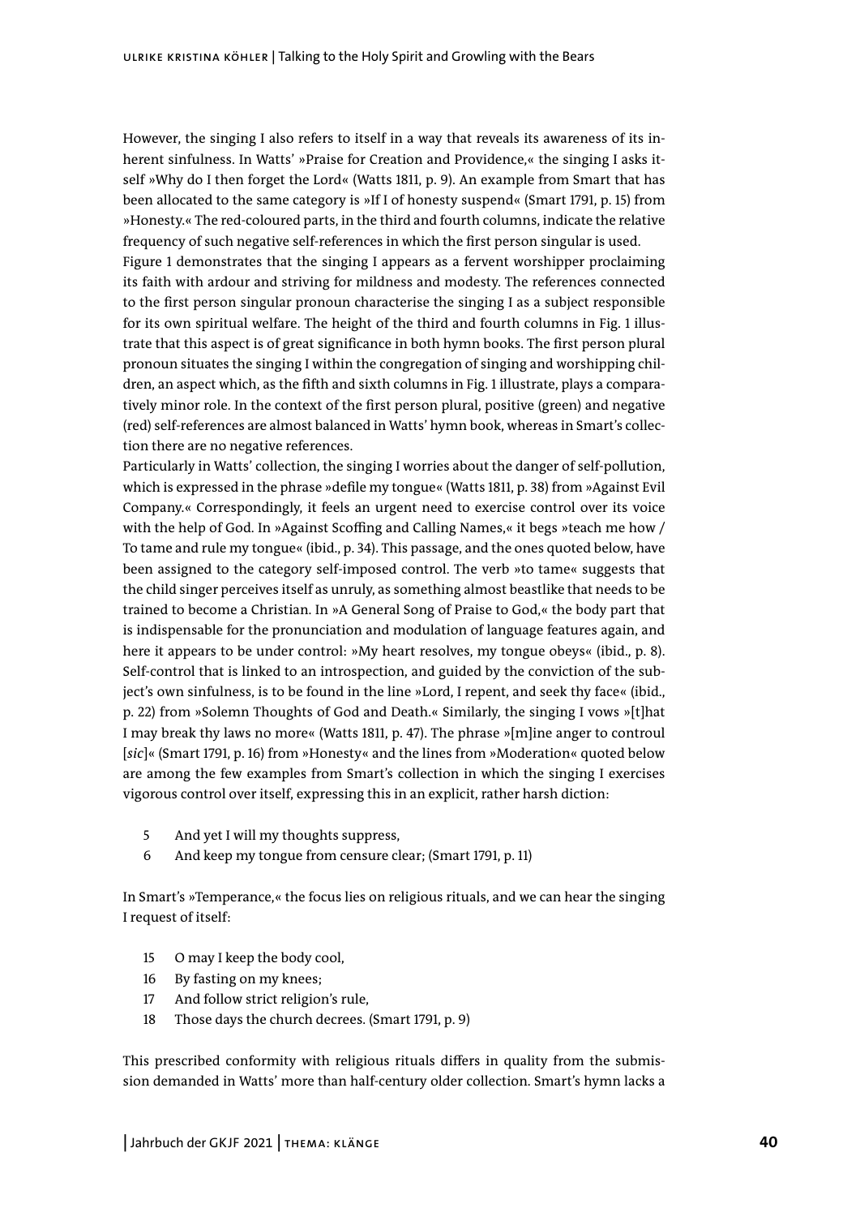However, the singing I also refers to itself in a way that reveals its awareness of its inherent sinfulness. In Watts' »Praise for Creation and Providence,« the singing I asks itself »Why do I then forget the Lord« (Watts 1811, p. 9). An example from Smart that has been allocated to the same category is »If I of honesty suspend« (Smart 1791, p. 15) from »Honesty.« The red-coloured parts, in the third and fourth columns, indicate the relative frequency of such negative self-references in which the first person singular is used.

Figure 1 demonstrates that the singing I appears as a fervent worshipper proclaiming its faith with ardour and striving for mildness and modesty. The references connected to the first person singular pronoun characterise the singing I as a subject responsible for its own spiritual welfare. The height of the third and fourth columns in Fig. 1 illustrate that this aspect is of great significance in both hymn books. The first person plural pronoun situates the singing I within the congregation of singing and worshipping children, an aspect which, as the fifth and sixth columns in Fig. 1 illustrate, plays a comparatively minor role. In the context of the first person plural, positive (green) and negative (red) self-references are almost balanced in Watts' hymn book, whereas in Smart's collection there are no negative references.

Particularly in Watts' collection, the singing I worries about the danger of self-pollution, which is expressed in the phrase »defile my tongue« (Watts 1811, p. 38) from »Against Evil Company.« Correspondingly, it feels an urgent need to exercise control over its voice with the help of God. In »Against Scoffing and Calling Names,« it begs »teach me how / To tame and rule my tongue« (ibid., p. 34). This passage, and the ones quoted below, have been assigned to the category self-imposed control. The verb »to tame« suggests that the child singer perceives itself as unruly, as something almost beastlike that needs to be trained to become a Christian. In »A General Song of Praise to God,« the body part that is indispensable for the pronunciation and modulation of language features again, and here it appears to be under control: »My heart resolves, my tongue obeys« (ibid., p. 8). Self-control that is linked to an introspection, and guided by the conviction of the subject's own sinfulness, is to be found in the line »Lord, I repent, and seek thy face« (ibid., p. 22) from »Solemn Thoughts of God and Death.« Similarly, the singing I vows »[t]hat I may break thy laws no more« (Watts 1811, p. 47). The phrase »[m]ine anger to controul [*sic*]« (Smart 1791, p. 16) from »Honesty« and the lines from »Moderation« quoted below are among the few examples from Smart's collection in which the singing I exercises vigorous control over itself, expressing this in an explicit, rather harsh diction:

5 And yet I will my thoughts suppress,
6 And keep my tongue from censure clear; (Smart 1791, p. 11)

In Smart's »Temperance,« the focus lies on religious rituals, and we can hear the singing I request of itself:

15 O may I keep the body cool,
16 By fasting on my knees;
17 And follow strict religion's rule,
18 Those days the church decrees. (Smart 1791, p. 9)

This prescribed conformity with religious rituals differs in quality from the submission demanded in Watts' more than half-century older collection. Smart's hymn lacks a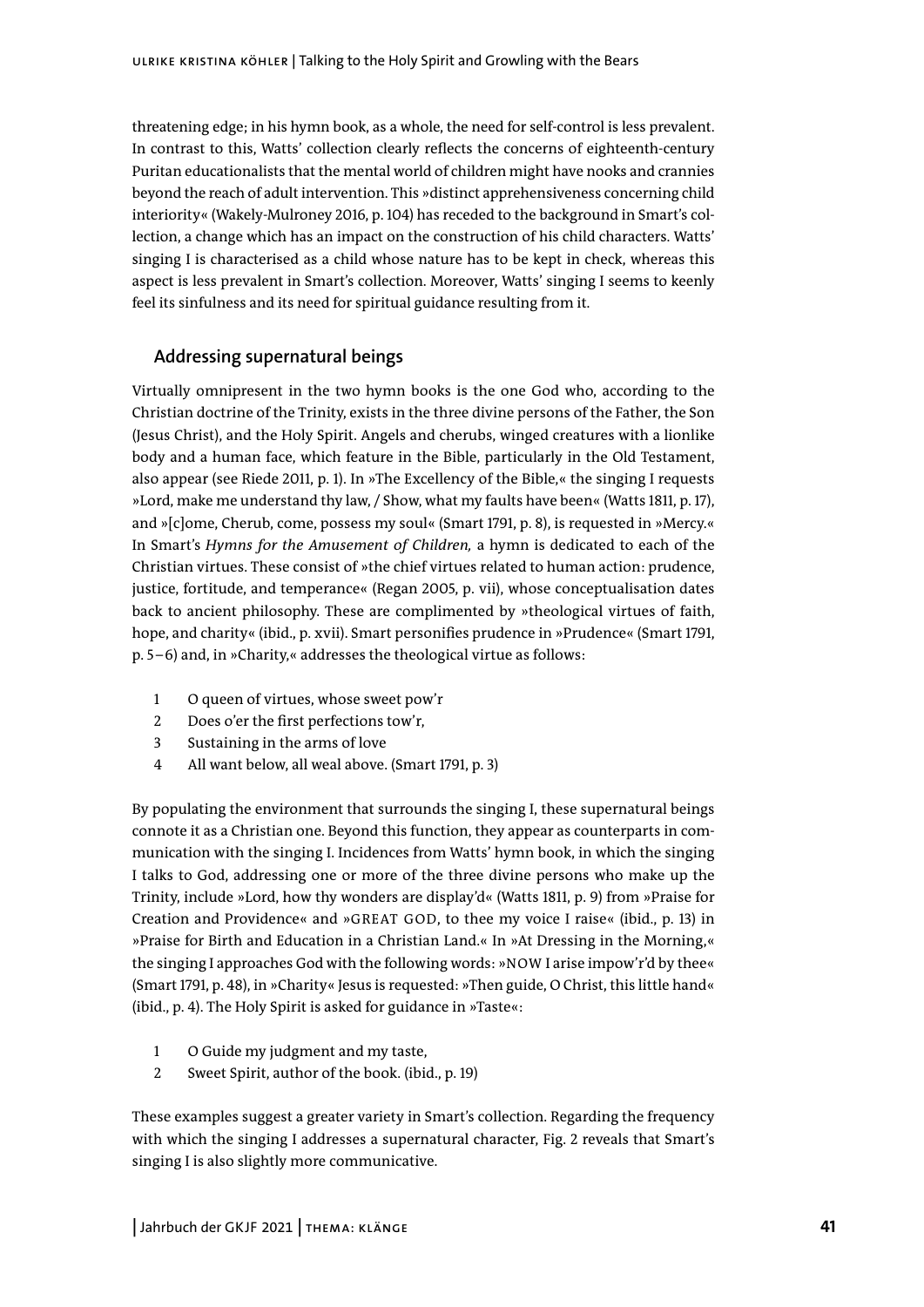threatening edge; in his hymn book, as a whole, the need for self-control is less prevalent. In contrast to this, Watts' collection clearly reflects the concerns of eighteenth-century Puritan educationalists that the mental world of children might have nooks and crannies beyond the reach of adult intervention. This »distinct apprehensiveness concerning child interiority« (Wakely-Mulroney 2016, p. 104) has receded to the background in Smart's collection, a change which has an impact on the construction of his child characters. Watts' singing I is characterised as a child whose nature has to be kept in check, whereas this aspect is less prevalent in Smart's collection. Moreover, Watts' singing I seems to keenly feel its sinfulness and its need for spiritual guidance resulting from it.

## Addressing supernatural beings

Virtually omnipresent in the two hymn books is the one God who, according to the Christian doctrine of the Trinity, exists in the three divine persons of the Father, the Son (Jesus Christ), and the Holy Spirit. Angels and cherubs, winged creatures with a lionlike body and a human face, which feature in the Bible, particularly in the Old Testament, also appear (see Riede 2011, p. 1). In »The Excellency of the Bible,« the singing I requests »Lord, make me understand thy law, / Show, what my faults have been« (Watts 1811, p. 17), and »[c]ome, Cherub, come, possess my soul« (Smart 1791, p. 8), is requested in »Mercy.« In Smart's *Hymns for the Amusement of Children,* a hymn is dedicated to each of the Christian virtues. These consist of »the chief virtues related to human action: prudence, justice, fortitude, and temperance« (Regan 2005, p. vii), whose conceptualisation dates back to ancient philosophy. These are complimented by »theological virtues of faith, hope, and charity« (ibid., p. xvii). Smart personifies prudence in »Prudence« (Smart 1791, p. 5–6) and, in »Charity,« addresses the theological virtue as follows:

1 O queen of virtues, whose sweet pow'r  
2 Does o'er the first perfections tow'r,  
3 Sustaining in the arms of love  
4 All want below, all weal above. (Smart 1791, p. 3)

By populating the environment that surrounds the singing I, these supernatural beings connote it as a Christian one. Beyond this function, they appear as counterparts in communication with the singing I. Incidences from Watts' hymn book, in which the singing I talks to God, addressing one or more of the three divine persons who make up the Trinity, include »Lord, how thy wonders are display'd« (Watts 1811, p. 9) from »Praise for Creation and Providence« and »GREAT GOD, to thee my voice I raise« (ibid., p. 13) in »Praise for Birth and Education in a Christian Land.« In »At Dressing in the Morning,« the singing I approaches God with the following words: »NOW I arise impow'r'd by thee« (Smart 1791, p. 48), in »Charity« Jesus is requested: »Then guide, O Christ, this little hand« (ibid., p. 4). The Holy Spirit is asked for guidance in »Taste«:

1 O Guide my judgment and my taste,  
2 Sweet Spirit, author of the book. (ibid., p. 19)

These examples suggest a greater variety in Smart's collection. Regarding the frequency with which the singing I addresses a supernatural character, Fig. 2 reveals that Smart's singing I is also slightly more communicative.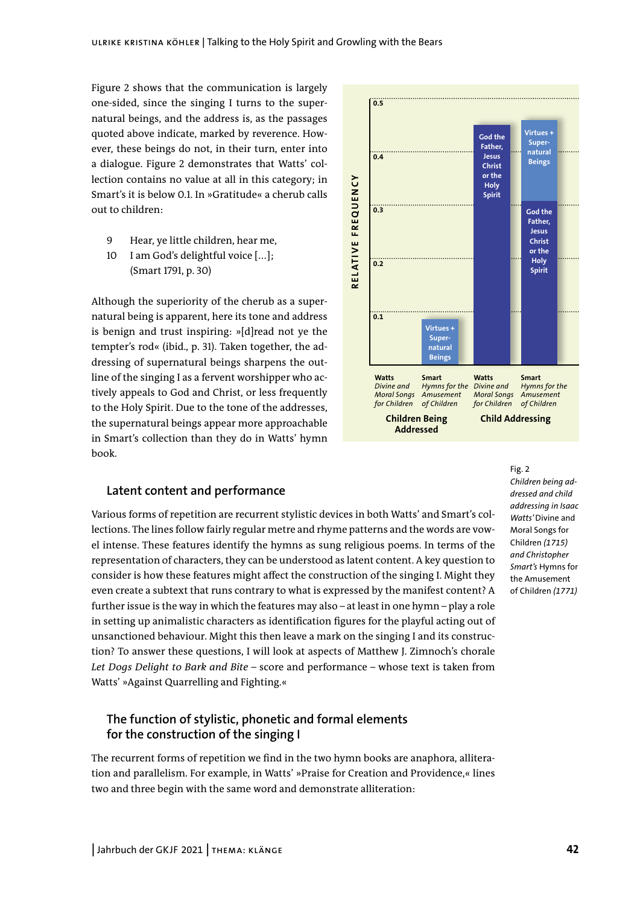Figure 2 shows that the communication is largely one-sided, since the singing I turns to the supernatural beings, and the address is, as the passages quoted above indicate, marked by reverence. However, these beings do not, in their turn, enter into a dialogue. Figure 2 demonstrates that Watts' collection contains no value at all in this category; in Smart's it is below 0.1. In »Gratitude« a cherub calls out to children:

9 Hear, ye little children, hear me,
10 I am God's delightful voice […];
(Smart 1791, p. 30)

Although the superiority of the cherub as a supernatural being is apparent, here its tone and address is benign and trust inspiring: »[d]read not ye the tempter's rod« (ibid., p. 31). Taken together, the addressing of supernatural beings sharpens the outline of the singing I as a fervent worshipper who actively appeals to God and Christ, or less frequently to the Holy Spirit. Due to the tone of the addresses, the supernatural beings appear more approachable in Smart's collection than they do in Watts' hymn book.

Fig. 2
*Children being addressed and child addressing in Isaac Watts'* Divine and Moral Songs for Children *(1715) and Christopher Smart's* Hymns for the Amusement of Children *(1771)*

## Latent content and performance

Various forms of repetition are recurrent stylistic devices in both Watts' and Smart's collections. The lines follow fairly regular metre and rhyme patterns and the words are vowel intense. These features identify the hymns as sung religious poems. In terms of the representation of characters, they can be understood as latent content. A key question to consider is how these features might affect the construction of the singing I. Might they even create a subtext that runs contrary to what is expressed by the manifest content? A further issue is the way in which the features may also – at least in one hymn – play a role in setting up animalistic characters as identification figures for the playful acting out of unsanctioned behaviour. Might this then leave a mark on the singing I and its construction? To answer these questions, I will look at aspects of Matthew J. Zimnoch's chorale *Let Dogs Delight to Bark and Bite* – score and performance – whose text is taken from Watts' »Against Quarrelling and Fighting.«

## The function of stylistic, phonetic and formal elements for the construction of the singing I

The recurrent forms of repetition we find in the two hymn books are anaphora, alliteration and parallelism. For example, in Watts' »Praise for Creation and Providence,« lines two and three begin with the same word and demonstrate alliteration: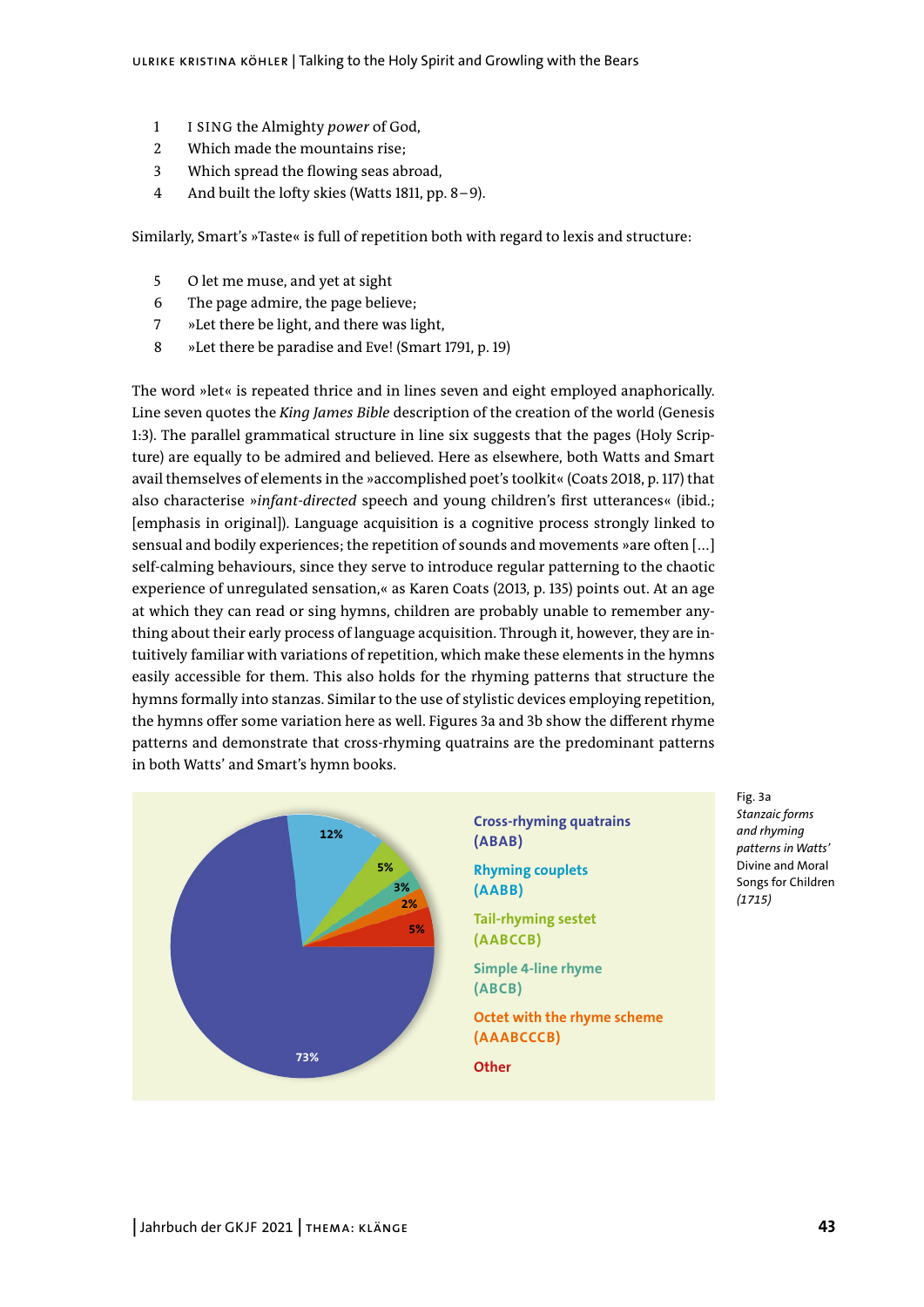1 I SING the Almighty *power* of God,
2 Which made the mountains rise;
3 Which spread the flowing seas abroad,
4 And built the lofty skies (Watts 1811, pp. 8–9).

Similarly, Smart's »Taste« is full of repetition both with regard to lexis and structure:

5 O let me muse, and yet at sight
6 The page admire, the page believe;
7 »Let there be light, and there was light,
8 »Let there be paradise and Eve! (Smart 1791, p. 19)

The word »let« is repeated thrice and in lines seven and eight employed anaphorically. Line seven quotes the *King James Bible* description of the creation of the world (Genesis 1:3). The parallel grammatical structure in line six suggests that the pages (Holy Scripture) are equally to be admired and believed. Here as elsewhere, both Watts and Smart avail themselves of elements in the »accomplished poet's toolkit« (Coats 2018, p. 117) that also characterise »*infant-directed* speech and young children's first utterances« (ibid.; [emphasis in original]). Language acquisition is a cognitive process strongly linked to sensual and bodily experiences; the repetition of sounds and movements »are often […] self-calming behaviours, since they serve to introduce regular patterning to the chaotic experience of unregulated sensation,« as Karen Coats (2013, p. 135) points out. At an age at which they can read or sing hymns, children are probably unable to remember anything about their early process of language acquisition. Through it, however, they are intuitively familiar with variations of repetition, which make these elements in the hymns easily accessible for them. This also holds for the rhyming patterns that structure the hymns formally into stanzas. Similar to the use of stylistic devices employing repetition, the hymns offer some variation here as well. Figures 3a and 3b show the different rhyme patterns and demonstrate that cross-rhyming quatrains are the predominant patterns in both Watts' and Smart's hymn books.

| Pattern | Share |
|---|---|
| Cross-rhyming quatrains (ABAB) | 73% |
| Rhyming couplets (AABB) | 12% |
| Tail-rhyming sestet (AABCCB) | 5% |
| Simple 4-line rhyme (ABCB) | 3% |
| Octet with the rhyme scheme (AAABCCCB) | 2% |
| Other | 5% |

Fig. 3a *Stanzaic forms and rhyming patterns in Watts'* Divine and Moral Songs for Children *(1715)*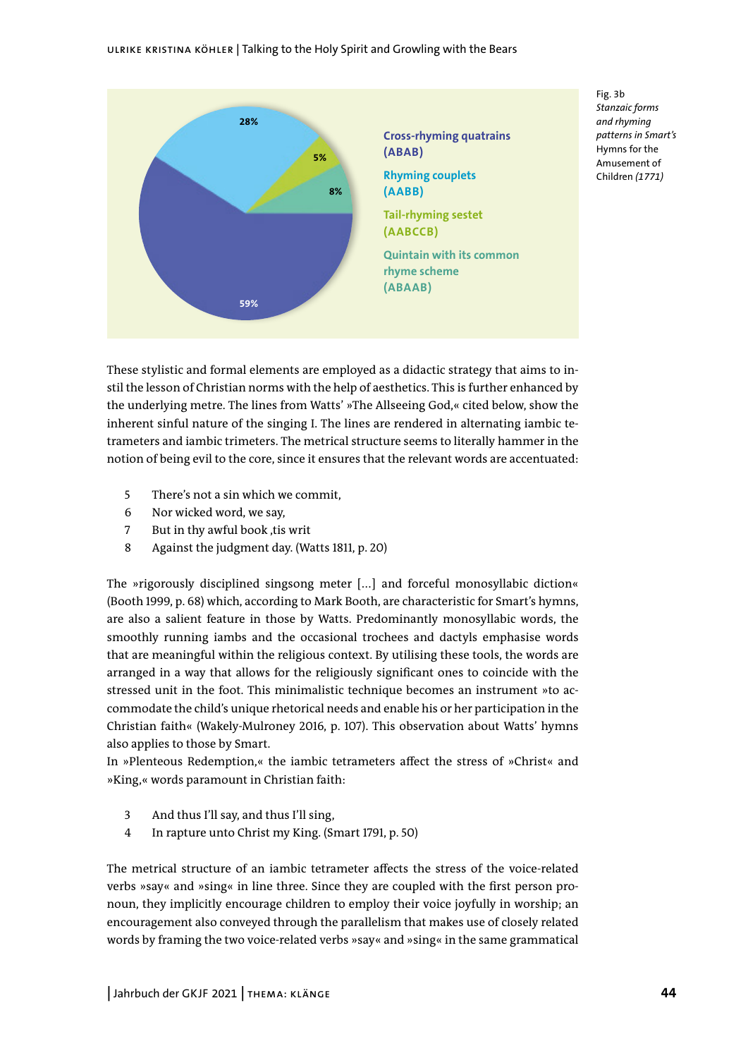Fig. 3b *Stanzaic forms and rhyming patterns in Smart's* Hymns for the Amusement of Children *(1771)*

| Stanzaic form | Share |
|---|---|
| Cross-rhyming quatrains (ABAB) | 59% |
| Rhyming couplets (AABB) | 28% |
| Tail-rhyming sestet (AABCCB) | 5% |
| Quintain with its common rhyme scheme (ABAAB) | 8% |

These stylistic and formal elements are employed as a didactic strategy that aims to instil the lesson of Christian norms with the help of aesthetics. This is further enhanced by the underlying metre. The lines from Watts' »The Allseeing God,« cited below, show the inherent sinful nature of the singing I. The lines are rendered in alternating iambic tetrameters and iambic trimeters. The metrical structure seems to literally hammer in the notion of being evil to the core, since it ensures that the relevant words are accentuated:

5 There's not a sin which we commit,
6 Nor wicked word, we say,
7 But in thy awful book ,tis writ
8 Against the judgment day. (Watts 1811, p. 20)

The »rigorously disciplined singsong meter […] and forceful monosyllabic diction« (Booth 1999, p. 68) which, according to Mark Booth, are characteristic for Smart's hymns, are also a salient feature in those by Watts. Predominantly monosyllabic words, the smoothly running iambs and the occasional trochees and dactyls emphasise words that are meaningful within the religious context. By utilising these tools, the words are arranged in a way that allows for the religiously significant ones to coincide with the stressed unit in the foot. This minimalistic technique becomes an instrument »to accommodate the child's unique rhetorical needs and enable his or her participation in the Christian faith« (Wakely-Mulroney 2016, p. 107). This observation about Watts' hymns also applies to those by Smart.
In »Plenteous Redemption,« the iambic tetrameters affect the stress of »Christ« and »King,« words paramount in Christian faith:

3 And thus I'll say, and thus I'll sing,
4 In rapture unto Christ my King. (Smart 1791, p. 50)

The metrical structure of an iambic tetrameter affects the stress of the voice-related verbs »say« and »sing« in line three. Since they are coupled with the first person pronoun, they implicitly encourage children to employ their voice joyfully in worship; an encouragement also conveyed through the parallelism that makes use of closely related words by framing the two voice-related verbs »say« and »sing« in the same grammatical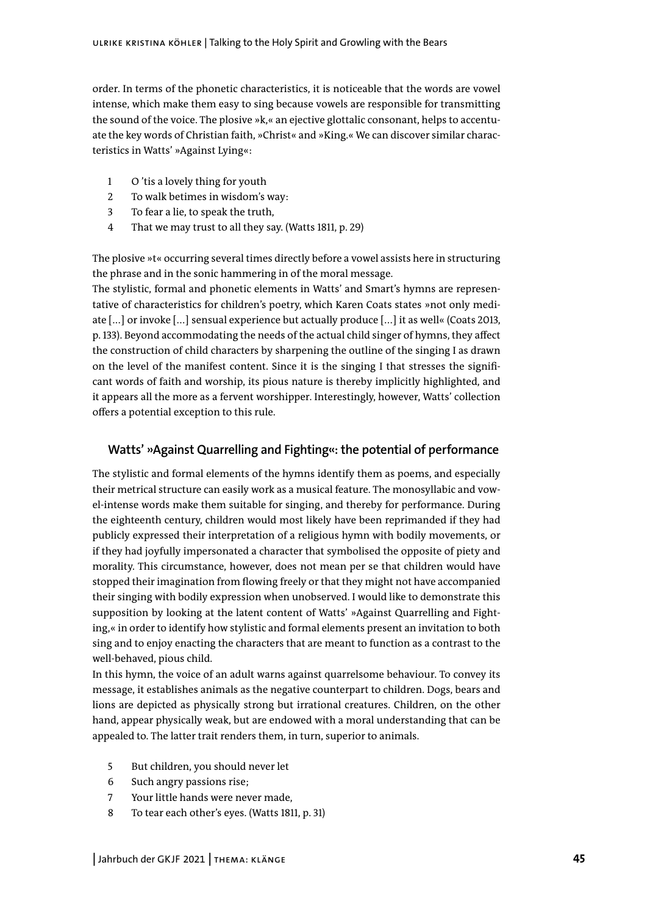order. In terms of the phonetic characteristics, it is noticeable that the words are vowel intense, which make them easy to sing because vowels are responsible for transmitting the sound of the voice. The plosive »k,« an ejective glottalic consonant, helps to accentuate the key words of Christian faith, »Christ« and »King.« We can discover similar characteristics in Watts' »Against Lying«:

1 O 'tis a lovely thing for youth
2 To walk betimes in wisdom's way:
3 To fear a lie, to speak the truth,
4 That we may trust to all they say. (Watts 1811, p. 29)

The plosive »t« occurring several times directly before a vowel assists here in structuring the phrase and in the sonic hammering in of the moral message.

The stylistic, formal and phonetic elements in Watts' and Smart's hymns are representative of characteristics for children's poetry, which Karen Coats states »not only mediate […] or invoke […] sensual experience but actually produce […] it as well« (Coats 2013, p. 133). Beyond accommodating the needs of the actual child singer of hymns, they affect the construction of child characters by sharpening the outline of the singing I as drawn on the level of the manifest content. Since it is the singing I that stresses the significant words of faith and worship, its pious nature is thereby implicitly highlighted, and it appears all the more as a fervent worshipper. Interestingly, however, Watts' collection offers a potential exception to this rule.

## Watts' »Against Quarrelling and Fighting«: the potential of performance

The stylistic and formal elements of the hymns identify them as poems, and especially their metrical structure can easily work as a musical feature. The monosyllabic and vowel-intense words make them suitable for singing, and thereby for performance. During the eighteenth century, children would most likely have been reprimanded if they had publicly expressed their interpretation of a religious hymn with bodily movements, or if they had joyfully impersonated a character that symbolised the opposite of piety and morality. This circumstance, however, does not mean per se that children would have stopped their imagination from flowing freely or that they might not have accompanied their singing with bodily expression when unobserved. I would like to demonstrate this supposition by looking at the latent content of Watts' »Against Quarrelling and Fighting,« in order to identify how stylistic and formal elements present an invitation to both sing and to enjoy enacting the characters that are meant to function as a contrast to the well-behaved, pious child.

In this hymn, the voice of an adult warns against quarrelsome behaviour. To convey its message, it establishes animals as the negative counterpart to children. Dogs, bears and lions are depicted as physically strong but irrational creatures. Children, on the other hand, appear physically weak, but are endowed with a moral understanding that can be appealed to. The latter trait renders them, in turn, superior to animals.

5 But children, you should never let
6 Such angry passions rise;
7 Your little hands were never made,
8 To tear each other's eyes. (Watts 1811, p. 31)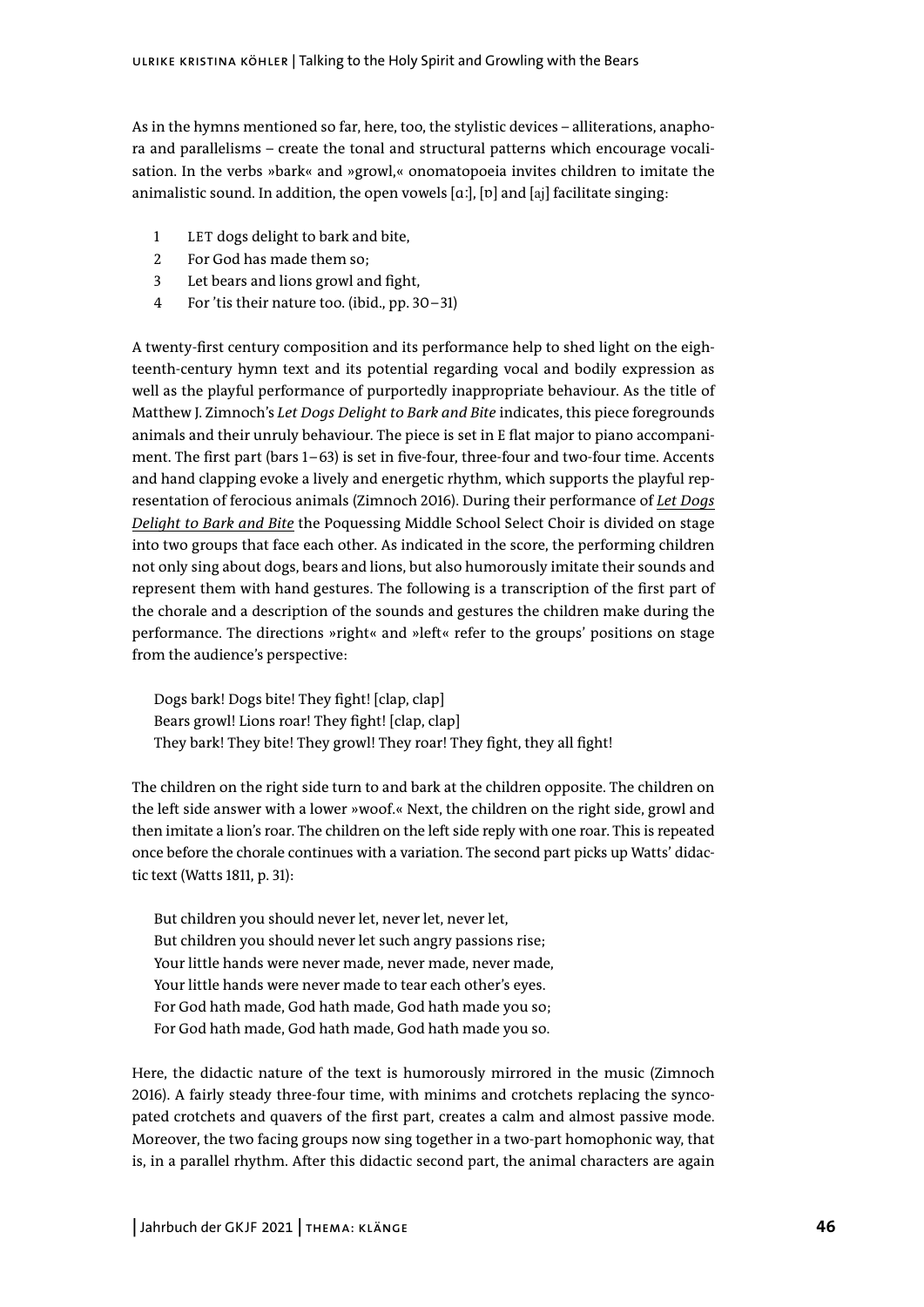As in the hymns mentioned so far, here, too, the stylistic devices – alliterations, anaphora and parallelisms – create the tonal and structural patterns which encourage vocalisation. In the verbs »bark« and »growl,« onomatopoeia invites children to imitate the animalistic sound. In addition, the open vowels [ɑː], [ɒ] and [aj] facilitate singing:

1 LET dogs delight to bark and bite,
2 For God has made them so;
3 Let bears and lions growl and fight,
4 For 'tis their nature too. (ibid., pp. 30–31)

A twenty-first century composition and its performance help to shed light on the eighteenth-century hymn text and its potential regarding vocal and bodily expression as well as the playful performance of purportedly inappropriate behaviour. As the title of Matthew J. Zimnoch's *Let Dogs Delight to Bark and Bite* indicates, this piece foregrounds animals and their unruly behaviour. The piece is set in E flat major to piano accompaniment. The first part (bars 1–63) is set in five-four, three-four and two-four time. Accents and hand clapping evoke a lively and energetic rhythm, which supports the playful representation of ferocious animals (Zimnoch 2016). During their performance of *Let Dogs Delight to Bark and Bite* the Poquessing Middle School Select Choir is divided on stage into two groups that face each other. As indicated in the score, the performing children not only sing about dogs, bears and lions, but also humorously imitate their sounds and represent them with hand gestures. The following is a transcription of the first part of the chorale and a description of the sounds and gestures the children make during the performance. The directions »right« and »left« refer to the groups' positions on stage from the audience's perspective:

Dogs bark! Dogs bite! They fight! [clap, clap]
Bears growl! Lions roar! They fight! [clap, clap]
They bark! They bite! They growl! They roar! They fight, they all fight!

The children on the right side turn to and bark at the children opposite. The children on the left side answer with a lower »woof.« Next, the children on the right side, growl and then imitate a lion's roar. The children on the left side reply with one roar. This is repeated once before the chorale continues with a variation. The second part picks up Watts' didactic text (Watts 1811, p. 31):

But children you should never let, never let, never let,
But children you should never let such angry passions rise;
Your little hands were never made, never made, never made,
Your little hands were never made to tear each other's eyes.
For God hath made, God hath made, God hath made you so;
For God hath made, God hath made, God hath made you so.

Here, the didactic nature of the text is humorously mirrored in the music (Zimnoch 2016). A fairly steady three-four time, with minims and crotchets replacing the syncopated crotchets and quavers of the first part, creates a calm and almost passive mode. Moreover, the two facing groups now sing together in a two-part homophonic way, that is, in a parallel rhythm. After this didactic second part, the animal characters are again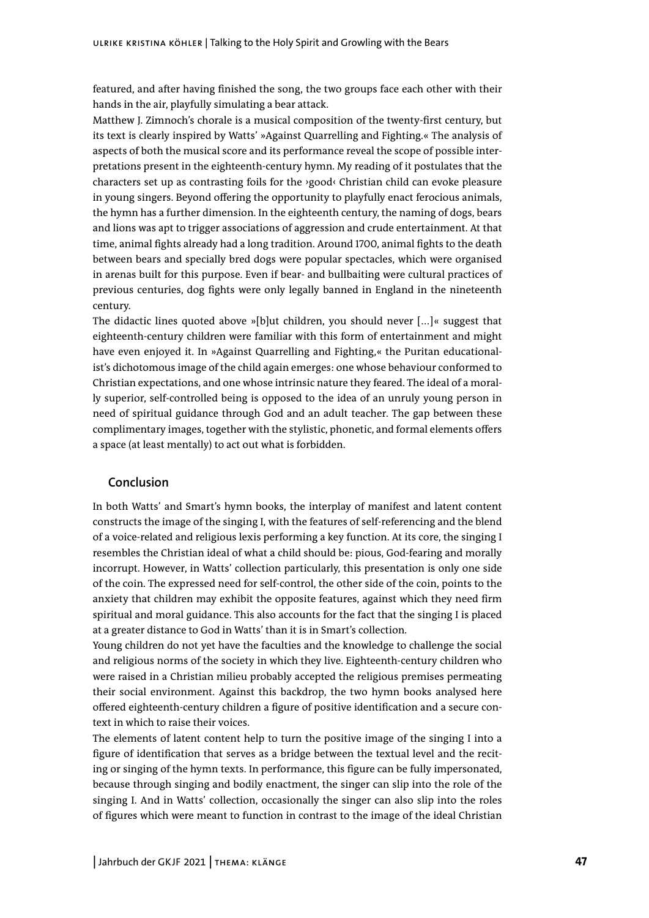featured, and after having finished the song, the two groups face each other with their hands in the air, playfully simulating a bear attack.

Matthew J. Zimnoch's chorale is a musical composition of the twenty-first century, but its text is clearly inspired by Watts' »Against Quarrelling and Fighting.« The analysis of aspects of both the musical score and its performance reveal the scope of possible interpretations present in the eighteenth-century hymn. My reading of it postulates that the characters set up as contrasting foils for the ›good‹ Christian child can evoke pleasure in young singers. Beyond offering the opportunity to playfully enact ferocious animals, the hymn has a further dimension. In the eighteenth century, the naming of dogs, bears and lions was apt to trigger associations of aggression and crude entertainment. At that time, animal fights already had a long tradition. Around 1700, animal fights to the death between bears and specially bred dogs were popular spectacles, which were organised in arenas built for this purpose. Even if bear- and bullbaiting were cultural practices of previous centuries, dog fights were only legally banned in England in the nineteenth century.

The didactic lines quoted above »[b]ut children, you should never […]« suggest that eighteenth-century children were familiar with this form of entertainment and might have even enjoyed it. In »Against Quarrelling and Fighting,« the Puritan educationalist's dichotomous image of the child again emerges: one whose behaviour conformed to Christian expectations, and one whose intrinsic nature they feared. The ideal of a morally superior, self-controlled being is opposed to the idea of an unruly young person in need of spiritual guidance through God and an adult teacher. The gap between these complimentary images, together with the stylistic, phonetic, and formal elements offers a space (at least mentally) to act out what is forbidden.

## Conclusion

In both Watts' and Smart's hymn books, the interplay of manifest and latent content constructs the image of the singing I, with the features of self-referencing and the blend of a voice-related and religious lexis performing a key function. At its core, the singing I resembles the Christian ideal of what a child should be: pious, God-fearing and morally incorrupt. However, in Watts' collection particularly, this presentation is only one side of the coin. The expressed need for self-control, the other side of the coin, points to the anxiety that children may exhibit the opposite features, against which they need firm spiritual and moral guidance. This also accounts for the fact that the singing I is placed at a greater distance to God in Watts' than it is in Smart's collection.

Young children do not yet have the faculties and the knowledge to challenge the social and religious norms of the society in which they live. Eighteenth-century children who were raised in a Christian milieu probably accepted the religious premises permeating their social environment. Against this backdrop, the two hymn books analysed here offered eighteenth-century children a figure of positive identification and a secure context in which to raise their voices.

The elements of latent content help to turn the positive image of the singing I into a figure of identification that serves as a bridge between the textual level and the reciting or singing of the hymn texts. In performance, this figure can be fully impersonated, because through singing and bodily enactment, the singer can slip into the role of the singing I. And in Watts' collection, occasionally the singer can also slip into the roles of figures which were meant to function in contrast to the image of the ideal Christian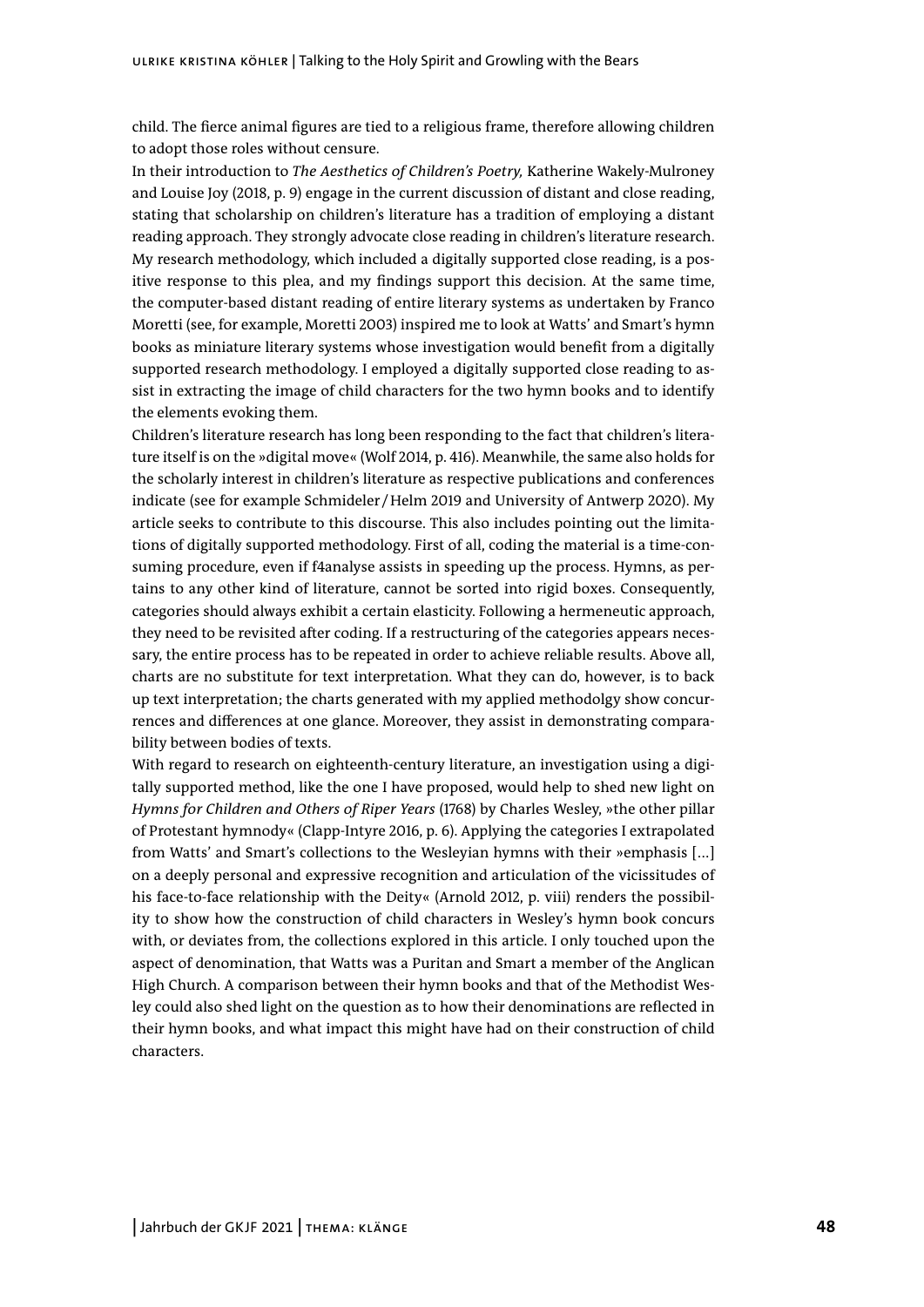child. The fierce animal figures are tied to a religious frame, therefore allowing children to adopt those roles without censure.

In their introduction to *The Aesthetics of Children's Poetry,* Katherine Wakely-Mulroney and Louise Joy (2018, p. 9) engage in the current discussion of distant and close reading, stating that scholarship on children's literature has a tradition of employing a distant reading approach. They strongly advocate close reading in children's literature research. My research methodology, which included a digitally supported close reading, is a positive response to this plea, and my findings support this decision. At the same time, the computer-based distant reading of entire literary systems as undertaken by Franco Moretti (see, for example, Moretti 2003) inspired me to look at Watts' and Smart's hymn books as miniature literary systems whose investigation would benefit from a digitally supported research methodology. I employed a digitally supported close reading to assist in extracting the image of child characters for the two hymn books and to identify the elements evoking them.

Children's literature research has long been responding to the fact that children's literature itself is on the »digital move« (Wolf 2014, p. 416). Meanwhile, the same also holds for the scholarly interest in children's literature as respective publications and conferences indicate (see for example Schmideler/Helm 2019 and University of Antwerp 2020). My article seeks to contribute to this discourse. This also includes pointing out the limitations of digitally supported methodology. First of all, coding the material is a time-consuming procedure, even if f4analyse assists in speeding up the process. Hymns, as pertains to any other kind of literature, cannot be sorted into rigid boxes. Consequently, categories should always exhibit a certain elasticity. Following a hermeneutic approach, they need to be revisited after coding. If a restructuring of the categories appears necessary, the entire process has to be repeated in order to achieve reliable results. Above all, charts are no substitute for text interpretation. What they can do, however, is to back up text interpretation; the charts generated with my applied methodolgy show concurrences and differences at one glance. Moreover, they assist in demonstrating comparability between bodies of texts.

With regard to research on eighteenth-century literature, an investigation using a digitally supported method, like the one I have proposed, would help to shed new light on *Hymns for Children and Others of Riper Years* (1768) by Charles Wesley, »the other pillar of Protestant hymnody« (Clapp-Intyre 2016, p. 6). Applying the categories I extrapolated from Watts' and Smart's collections to the Wesleyian hymns with their »emphasis […] on a deeply personal and expressive recognition and articulation of the vicissitudes of his face-to-face relationship with the Deity« (Arnold 2012, p. viii) renders the possibility to show how the construction of child characters in Wesley's hymn book concurs with, or deviates from, the collections explored in this article. I only touched upon the aspect of denomination, that Watts was a Puritan and Smart a member of the Anglican High Church. A comparison between their hymn books and that of the Methodist Wesley could also shed light on the question as to how their denominations are reflected in their hymn books, and what impact this might have had on their construction of child characters.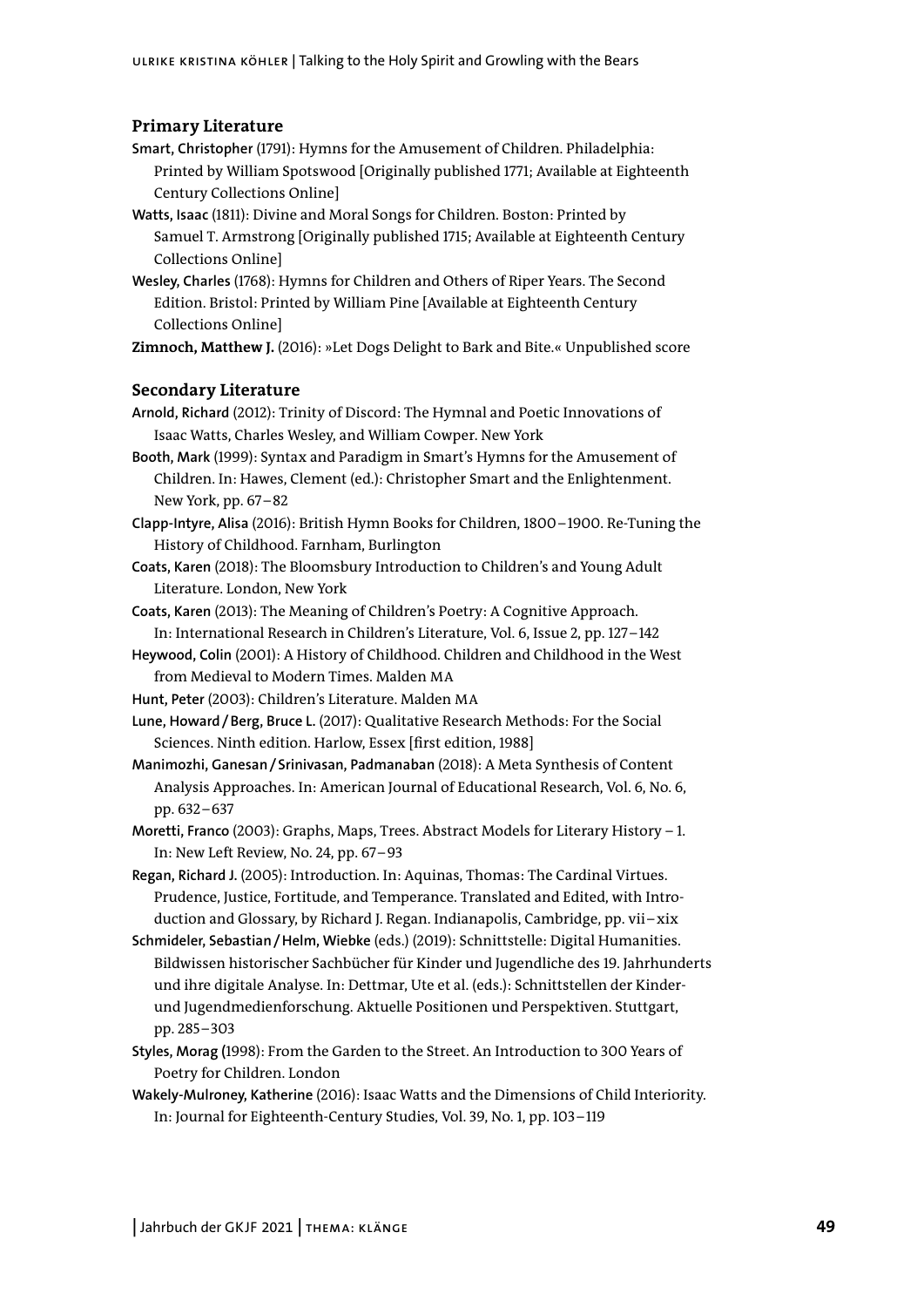### Primary Literature

**Smart, Christopher** (1791): Hymns for the Amusement of Children. Philadelphia: Printed by William Spotswood [Originally published 1771; Available at Eighteenth Century Collections Online]

**Watts, Isaac** (1811): Divine and Moral Songs for Children. Boston: Printed by Samuel T. Armstrong [Originally published 1715; Available at Eighteenth Century Collections Online]

**Wesley, Charles** (1768): Hymns for Children and Others of Riper Years. The Second Edition. Bristol: Printed by William Pine [Available at Eighteenth Century Collections Online]

**Zimnoch, Matthew J.** (2016): »Let Dogs Delight to Bark and Bite.« Unpublished score

### Secondary Literature

**Arnold, Richard** (2012): Trinity of Discord: The Hymnal and Poetic Innovations of Isaac Watts, Charles Wesley, and William Cowper. New York

**Booth, Mark** (1999): Syntax and Paradigm in Smart's Hymns for the Amusement of Children. In: Hawes, Clement (ed.): Christopher Smart and the Enlightenment. New York, pp. 67–82

**Clapp-Intyre, Alisa** (2016): British Hymn Books for Children, 1800–1900. Re-Tuning the History of Childhood. Farnham, Burlington

**Coats, Karen** (2018): The Bloomsbury Introduction to Children's and Young Adult Literature. London, New York

**Coats, Karen** (2013): The Meaning of Children's Poetry: A Cognitive Approach. In: International Research in Children's Literature, Vol. 6, Issue 2, pp. 127–142

**Heywood, Colin** (2001): A History of Childhood. Children and Childhood in the West from Medieval to Modern Times. Malden MA

**Hunt, Peter** (2003): Children's Literature. Malden MA

**Lune, Howard / Berg, Bruce L.** (2017): Qualitative Research Methods: For the Social Sciences. Ninth edition. Harlow, Essex [first edition, 1988]

**Manimozhi, Ganesan / Srinivasan, Padmanaban** (2018): A Meta Synthesis of Content Analysis Approaches. In: American Journal of Educational Research, Vol. 6, No. 6, pp. 632–637

**Moretti, Franco** (2003): Graphs, Maps, Trees. Abstract Models for Literary History – 1. In: New Left Review, No. 24, pp. 67–93

**Regan, Richard J.** (2005): Introduction. In: Aquinas, Thomas: The Cardinal Virtues. Prudence, Justice, Fortitude, and Temperance. Translated and Edited, with Introduction and Glossary, by Richard J. Regan. Indianapolis, Cambridge, pp. vii–xix

**Schmideler, Sebastian / Helm, Wiebke** (eds.) (2019): Schnittstelle: Digital Humanities. Bildwissen historischer Sachbücher für Kinder und Jugendliche des 19. Jahrhunderts und ihre digitale Analyse. In: Dettmar, Ute et al. (eds.): Schnittstellen der Kinder- und Jugendmedienforschung. Aktuelle Positionen und Perspektiven. Stuttgart, pp. 285–303

**Styles, Morag** (1998): From the Garden to the Street. An Introduction to 300 Years of Poetry for Children. London

**Wakely-Mulroney, Katherine** (2016): Isaac Watts and the Dimensions of Child Interiority. In: Journal for Eighteenth-Century Studies, Vol. 39, No. 1, pp. 103–119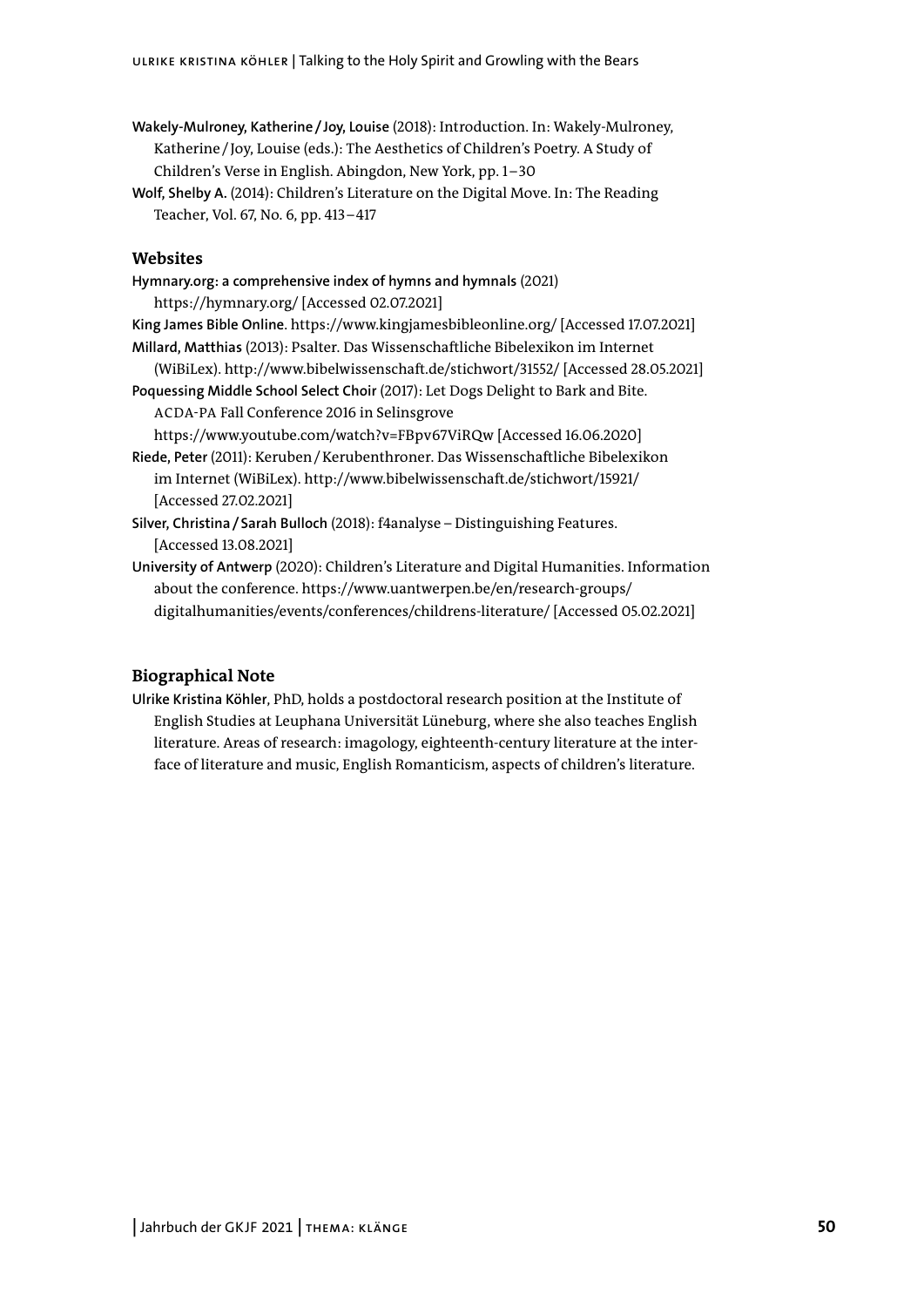**Wakely-Mulroney, Katherine / Joy, Louise** (2018): Introduction. In: Wakely-Mulroney, Katherine / Joy, Louise (eds.): The Aesthetics of Children's Poetry. A Study of Children's Verse in English. Abingdon, New York, pp. 1–30

**Wolf, Shelby A.** (2014): Children's Literature on the Digital Move. In: The Reading Teacher, Vol. 67, No. 6, pp. 413–417

### Websites

**Hymnary.org: a comprehensive index of hymns and hymnals** (2021) https://hymnary.org/ [Accessed 02.07.2021]

**King James Bible Online**. https://www.kingjamesbibleonline.org/ [Accessed 17.07.2021]

**Millard, Matthias** (2013): Psalter. Das Wissenschaftliche Bibelexikon im Internet (WiBiLex). http://www.bibelwissenschaft.de/stichwort/31552/ [Accessed 28.05.2021]

**Poquessing Middle School Select Choir** (2017): Let Dogs Delight to Bark and Bite. ACDA-PA Fall Conference 2016 in Selinsgrove https://www.youtube.com/watch?v=FBpv67ViRQw [Accessed 16.06.2020]

**Riede, Peter** (2011): Keruben / Kerubenthroner. Das Wissenschaftliche Bibelexikon im Internet (WiBiLex). http://www.bibelwissenschaft.de/stichwort/15921/ [Accessed 27.02.2021]

**Silver, Christina / Sarah Bulloch** (2018): f4analyse – Distinguishing Features. [Accessed 13.08.2021]

**University of Antwerp** (2020): Children's Literature and Digital Humanities. Information about the conference. https://www.uantwerpen.be/en/research-groups/digitalhumanities/events/conferences/childrens-literature/ [Accessed 05.02.2021]

### Biographical Note

**Ulrike Kristina Köhler**, PhD, holds a postdoctoral research position at the Institute of English Studies at Leuphana Universität Lüneburg, where she also teaches English literature. Areas of research: imagology, eighteenth-century literature at the interface of literature and music, English Romanticism, aspects of children's literature.